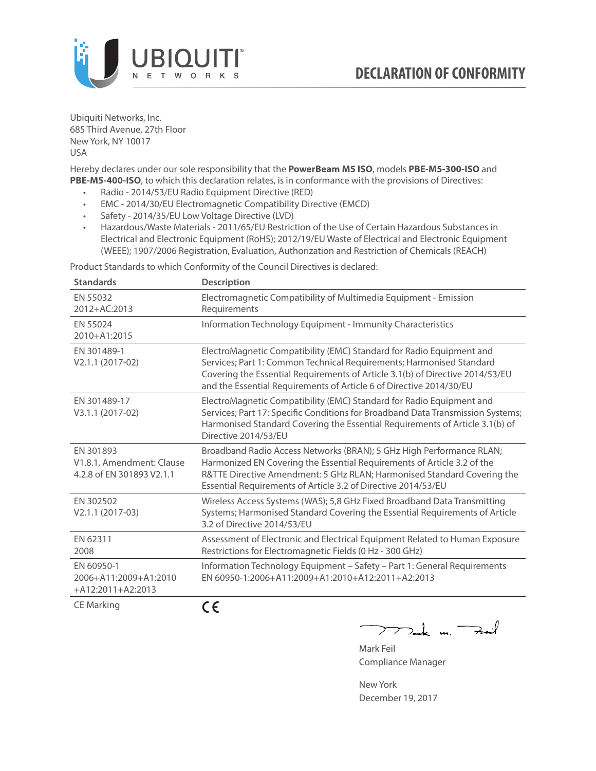# DECLARATION OF CONFORMITY

Ubiquiti Networks, Inc.
685 Third Avenue, 27th Floor
New York, NY 10017
USA

Hereby declares under our sole responsibility that the **PowerBeam M5 ISO**, models **PBE-M5-300-ISO** and **PBE-M5-400-ISO**, to which this declaration relates, is in conformance with the provisions of Directives:

- Radio - 2014/53/EU Radio Equipment Directive (RED)
- EMC - 2014/30/EU Electromagnetic Compatibility Directive (EMCD)
- Safety - 2014/35/EU Low Voltage Directive (LVD)
- Hazardous/Waste Materials - 2011/65/EU Restriction of the Use of Certain Hazardous Substances in Electrical and Electronic Equipment (RoHS); 2012/19/EU Waste of Electrical and Electronic Equipment (WEEE); 1907/2006 Registration, Evaluation, Authorization and Restriction of Chemicals (REACH)

Product Standards to which Conformity of the Council Directives is declared:

| Standards | Description |
|---|---|
| EN 55032 2012+AC:2013 | Electromagnetic Compatibility of Multimedia Equipment - Emission Requirements |
| EN 55024 2010+A1:2015 | Information Technology Equipment - Immunity Characteristics |
| EN 301489-1 V2.1.1 (2017-02) | ElectroMagnetic Compatibility (EMC) Standard for Radio Equipment and Services; Part 1: Common Technical Requirements; Harmonised Standard Covering the Essential Requirements of Article 3.1(b) of Directive 2014/53/EU and the Essential Requirements of Article 6 of Directive 2014/30/EU |
| EN 301489-17 V3.1.1 (2017-02) | ElectroMagnetic Compatibility (EMC) Standard for Radio Equipment and Services; Part 17: Specific Conditions for Broadband Data Transmission Systems; Harmonised Standard Covering the Essential Requirements of Article 3.1(b) of Directive 2014/53/EU |
| EN 301893 V1.8.1, Amendment: Clause 4.2.8 of EN 301893 V2.1.1 | Broadband Radio Access Networks (BRAN); 5 GHz High Performance RLAN; Harmonized EN Covering the Essential Requirements of Article 3.2 of the R&TTE Directive Amendment: 5 GHz RLAN; Harmonised Standard Covering the Essential Requirements of Article 3.2 of Directive 2014/53/EU |
| EN 302502 V2.1.1 (2017-03) | Wireless Access Systems (WAS); 5,8 GHz Fixed Broadband Data Transmitting Systems; Harmonised Standard Covering the Essential Requirements of Article 3.2 of Directive 2014/53/EU |
| EN 62311 2008 | Assessment of Electronic and Electrical Equipment Related to Human Exposure Restrictions for Electromagnetic Fields (0 Hz - 300 GHz) |
| EN 60950-1 2006+A11:2009+A1:2010 +A12:2011+A2:2013 | Information Technology Equipment – Safety – Part 1: General Requirements EN 60950-1:2006+A11:2009+A1:2010+A12:2011+A2:2013 |
| CE Marking | CE |

Mark Feil
Compliance Manager

New York
December 19, 2017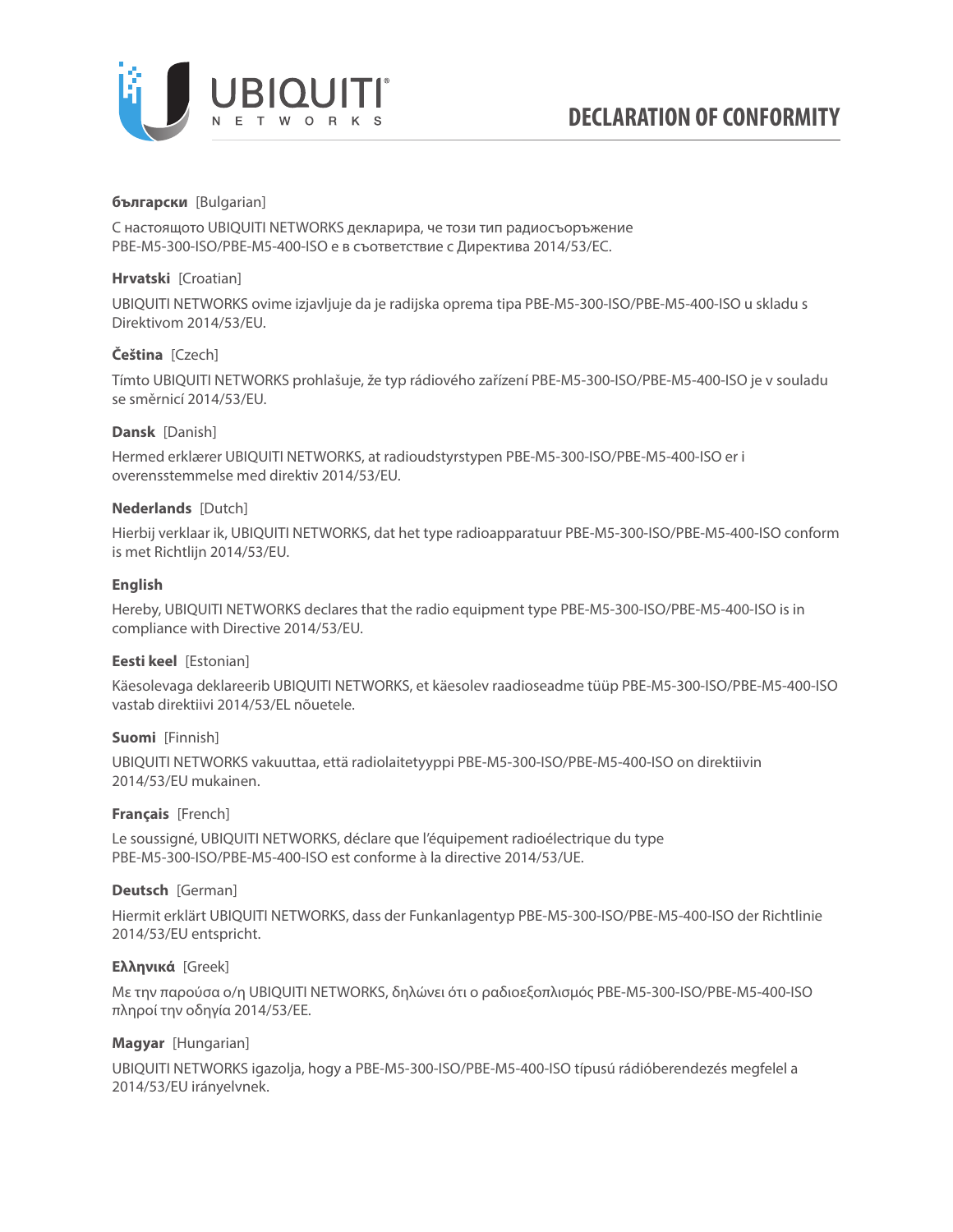# DECLARATION OF CONFORMITY

**български** [Bulgarian]

С настоящото UBIQUITI NETWORKS декларира, че този тип радиосъоръжение PBE-M5-300-ISO/PBE-M5-400-ISO е в съответствие с Директива 2014/53/ЕС.

**Hrvatski** [Croatian]

UBIQUITI NETWORKS ovime izjavljuje da je radijska oprema tipa PBE-M5-300-ISO/PBE-M5-400-ISO u skladu s Direktivom 2014/53/EU.

**Čeština** [Czech]

Tímto UBIQUITI NETWORKS prohlašuje, že typ rádiového zařízení PBE-M5-300-ISO/PBE-M5-400-ISO je v souladu se směrnicí 2014/53/EU.

**Dansk** [Danish]

Hermed erklærer UBIQUITI NETWORKS, at radioudstyrstypen PBE-M5-300-ISO/PBE-M5-400-ISO er i overensstemmelse med direktiv 2014/53/EU.

**Nederlands** [Dutch]

Hierbij verklaar ik, UBIQUITI NETWORKS, dat het type radioapparatuur PBE-M5-300-ISO/PBE-M5-400-ISO conform is met Richtlijn 2014/53/EU.

**English**

Hereby, UBIQUITI NETWORKS declares that the radio equipment type PBE-M5-300-ISO/PBE-M5-400-ISO is in compliance with Directive 2014/53/EU.

**Eesti keel** [Estonian]

Käesolevaga deklareerib UBIQUITI NETWORKS, et käesolev raadioseadme tüüp PBE-M5-300-ISO/PBE-M5-400-ISO vastab direktiivi 2014/53/EL nõuetele.

**Suomi** [Finnish]

UBIQUITI NETWORKS vakuuttaa, että radiolaitetyyppi PBE-M5-300-ISO/PBE-M5-400-ISO on direktiivin 2014/53/EU mukainen.

**Français** [French]

Le soussigné, UBIQUITI NETWORKS, déclare que l'équipement radioélectrique du type PBE-M5-300-ISO/PBE-M5-400-ISO est conforme à la directive 2014/53/UE.

**Deutsch** [German]

Hiermit erklärt UBIQUITI NETWORKS, dass der Funkanlagentyp PBE-M5-300-ISO/PBE-M5-400-ISO der Richtlinie 2014/53/EU entspricht.

**Ελληνικά** [Greek]

Με την παρούσα ο/η UBIQUITI NETWORKS, δηλώνει ότι ο ραδιοεξοπλισμός PBE-M5-300-ISO/PBE-M5-400-ISO πληροί την οδηγία 2014/53/ΕΕ.

**Magyar** [Hungarian]

UBIQUITI NETWORKS igazolja, hogy a PBE-M5-300-ISO/PBE-M5-400-ISO típusú rádióberendezés megfelel a 2014/53/EU irányelvnek.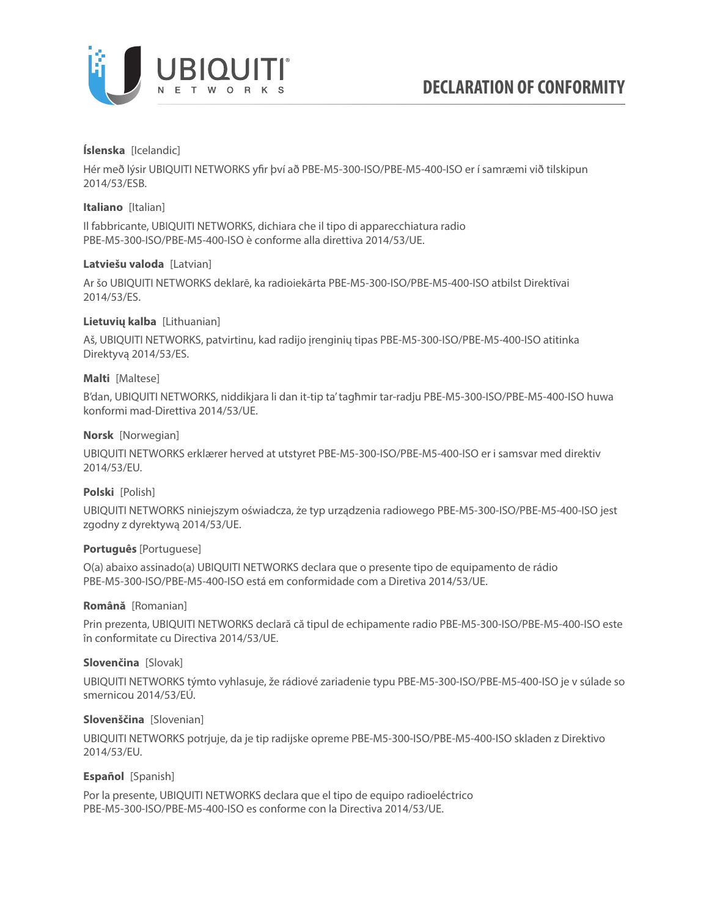# DECLARATION OF CONFORMITY

**Íslenska** [Icelandic]

Hér með lýsir UBIQUITI NETWORKS yfir því að PBE-M5-300-ISO/PBE-M5-400-ISO er í samræmi við tilskipun 2014/53/ESB.

**Italiano** [Italian]

Il fabbricante, UBIQUITI NETWORKS, dichiara che il tipo di apparecchiatura radio PBE-M5-300-ISO/PBE-M5-400-ISO è conforme alla direttiva 2014/53/UE.

**Latviešu valoda** [Latvian]

Ar šo UBIQUITI NETWORKS deklarē, ka radioiekārta PBE-M5-300-ISO/PBE-M5-400-ISO atbilst Direktīvai 2014/53/ES.

**Lietuvių kalba** [Lithuanian]

Aš, UBIQUITI NETWORKS, patvirtinu, kad radijo įrenginių tipas PBE-M5-300-ISO/PBE-M5-400-ISO atitinka Direktyvą 2014/53/ES.

**Malti** [Maltese]

B'dan, UBIQUITI NETWORKS, niddikjara li dan it-tip ta' tagħmir tar-radju PBE-M5-300-ISO/PBE-M5-400-ISO huwa konformi mad-Direttiva 2014/53/UE.

**Norsk** [Norwegian]

UBIQUITI NETWORKS erklærer herved at utstyret PBE-M5-300-ISO/PBE-M5-400-ISO er i samsvar med direktiv 2014/53/EU.

**Polski** [Polish]

UBIQUITI NETWORKS niniejszym oświadcza, że typ urządzenia radiowego PBE-M5-300-ISO/PBE-M5-400-ISO jest zgodny z dyrektywą 2014/53/UE.

**Português** [Portuguese]

O(a) abaixo assinado(a) UBIQUITI NETWORKS declara que o presente tipo de equipamento de rádio PBE-M5-300-ISO/PBE-M5-400-ISO está em conformidade com a Diretiva 2014/53/UE.

**Română** [Romanian]

Prin prezenta, UBIQUITI NETWORKS declară că tipul de echipamente radio PBE-M5-300-ISO/PBE-M5-400-ISO este în conformitate cu Directiva 2014/53/UE.

**Slovenčina** [Slovak]

UBIQUITI NETWORKS týmto vyhlasuje, že rádiové zariadenie typu PBE-M5-300-ISO/PBE-M5-400-ISO je v súlade so smernicou 2014/53/EÚ.

**Slovenščina** [Slovenian]

UBIQUITI NETWORKS potrjuje, da je tip radijske opreme PBE-M5-300-ISO/PBE-M5-400-ISO skladen z Direktivo 2014/53/EU.

**Español** [Spanish]

Por la presente, UBIQUITI NETWORKS declara que el tipo de equipo radioeléctrico PBE-M5-300-ISO/PBE-M5-400-ISO es conforme con la Directiva 2014/53/UE.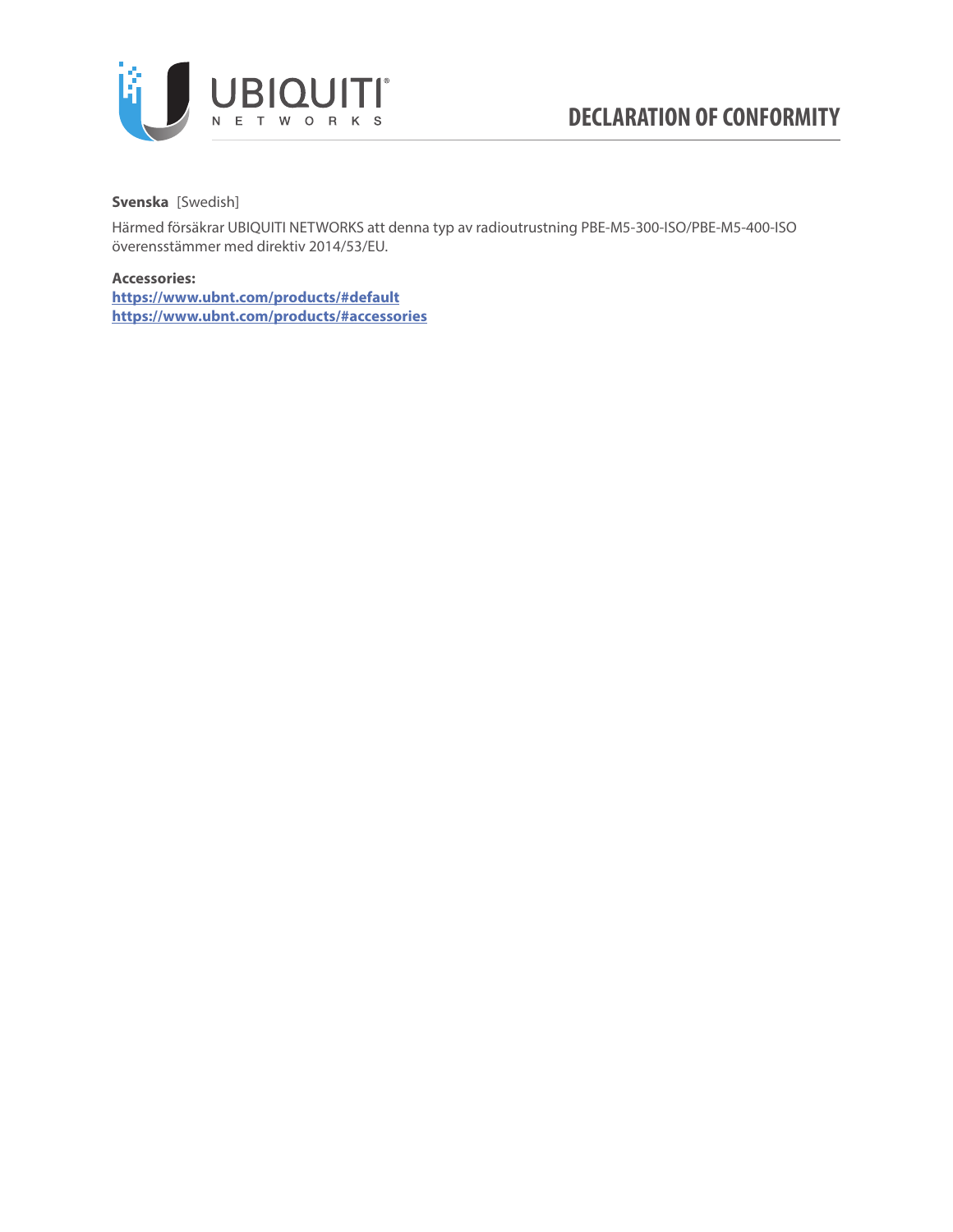**Svenska** [Swedish]

Härmed försäkrar UBIQUITI NETWORKS att denna typ av radioutrustning PBE-M5-300-ISO/PBE-M5-400-ISO överensstämmer med direktiv 2014/53/EU.

**Accessories:**
**https://www.ubnt.com/products/#default**
**https://www.ubnt.com/products/#accessories**